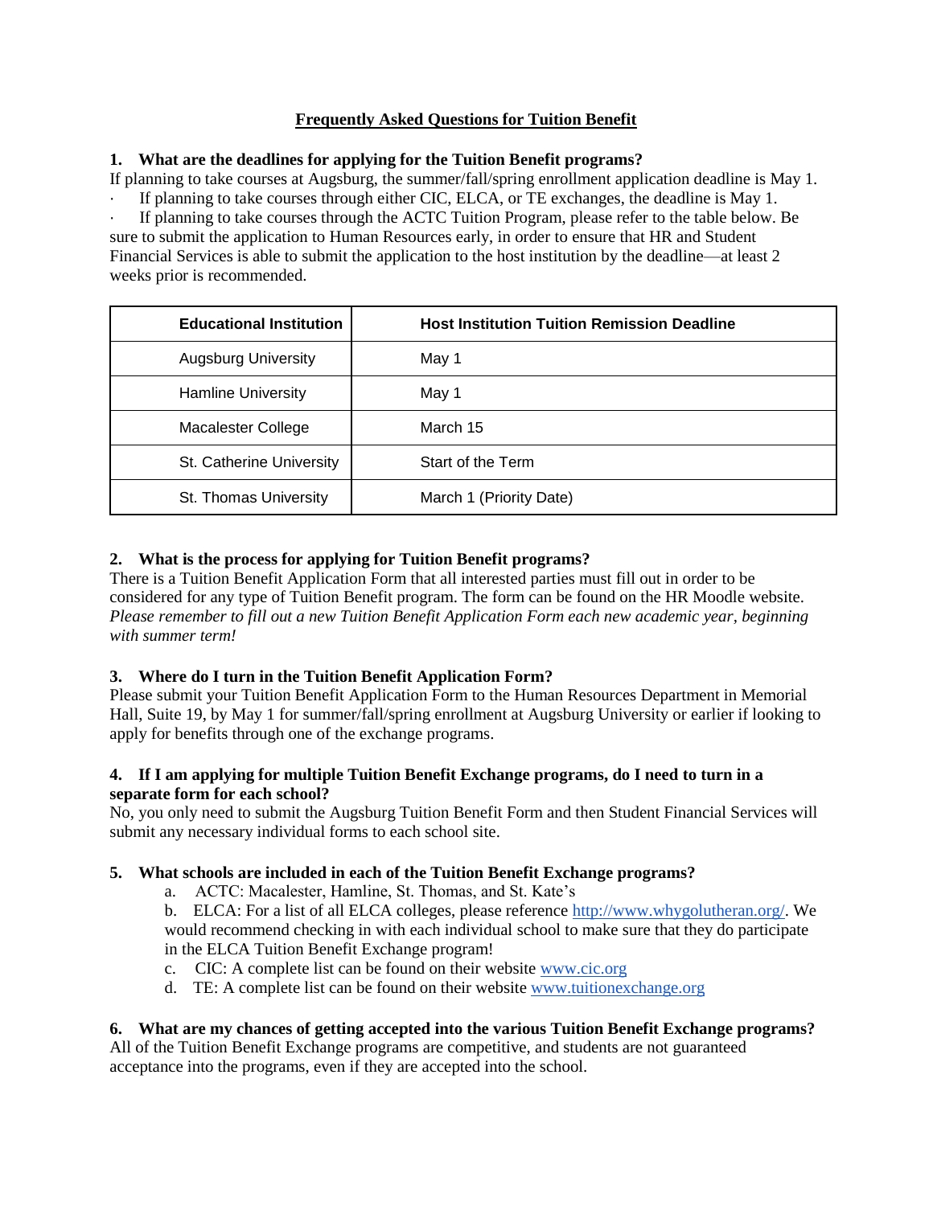# Frequently Asked Questions for Tuition Benefit

**1. What are the deadlines for applying for the Tuition Benefit programs?**

If planning to take courses at Augsburg, the summer/fall/spring enrollment application deadline is May 1.

- If planning to take courses through either CIC, ELCA, or TE exchanges, the deadline is May 1.
- If planning to take courses through the ACTC Tuition Program, please refer to the table below. Be sure to submit the application to Human Resources early, in order to ensure that HR and Student Financial Services is able to submit the application to the host institution by the deadline—at least 2 weeks prior is recommended.

| Educational Institution | Host Institution Tuition Remission Deadline |
|---|---|
| Augsburg University | May 1 |
| Hamline University | May 1 |
| Macalester College | March 15 |
| St. Catherine University | Start of the Term |
| St. Thomas University | March 1 (Priority Date) |

**2. What is the process for applying for Tuition Benefit programs?**

There is a Tuition Benefit Application Form that all interested parties must fill out in order to be considered for any type of Tuition Benefit program. The form can be found on the HR Moodle website. *Please remember to fill out a new Tuition Benefit Application Form each new academic year, beginning with summer term!*

**3. Where do I turn in the Tuition Benefit Application Form?**

Please submit your Tuition Benefit Application Form to the Human Resources Department in Memorial Hall, Suite 19, by May 1 for summer/fall/spring enrollment at Augsburg University or earlier if looking to apply for benefits through one of the exchange programs.

**4. If I am applying for multiple Tuition Benefit Exchange programs, do I need to turn in a separate form for each school?**

No, you only need to submit the Augsburg Tuition Benefit Form and then Student Financial Services will submit any necessary individual forms to each school site.

**5. What schools are included in each of the Tuition Benefit Exchange programs?**

a. ACTC: Macalester, Hamline, St. Thomas, and St. Kate's

b. ELCA: For a list of all ELCA colleges, please reference [http://www.whygolutheran.org/](http://www.whygolutheran.org/). We would recommend checking in with each individual school to make sure that they do participate in the ELCA Tuition Benefit Exchange program!

c. CIC: A complete list can be found on their website [www.cic.org](http://www.cic.org)

d. TE: A complete list can be found on their website [www.tuitionexchange.org](http://www.tuitionexchange.org)

**6. What are my chances of getting accepted into the various Tuition Benefit Exchange programs?**

All of the Tuition Benefit Exchange programs are competitive, and students are not guaranteed acceptance into the programs, even if they are accepted into the school.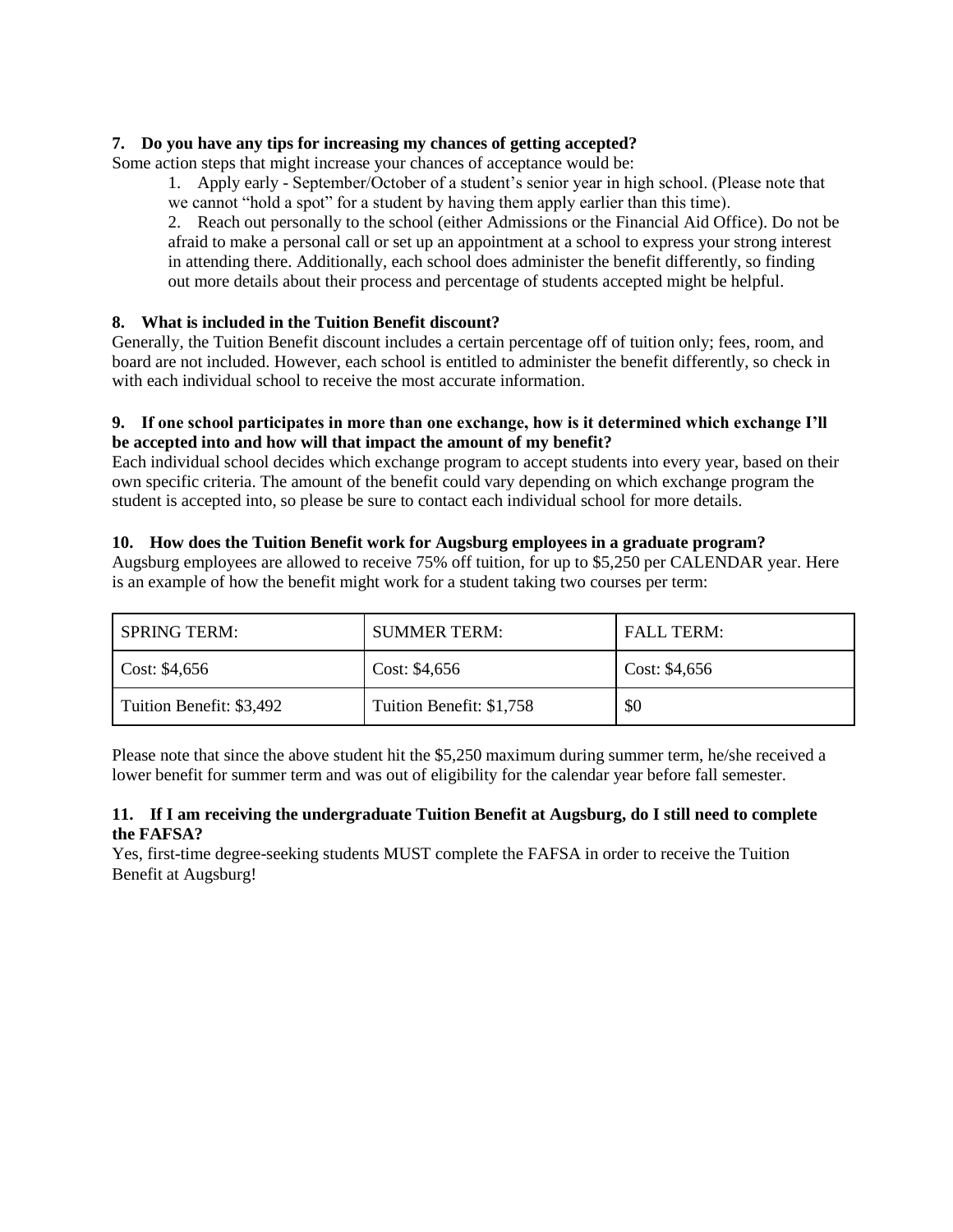**7. Do you have any tips for increasing my chances of getting accepted?**

Some action steps that might increase your chances of acceptance would be:

1. Apply early - September/October of a student's senior year in high school. (Please note that we cannot "hold a spot" for a student by having them apply earlier than this time).
2. Reach out personally to the school (either Admissions or the Financial Aid Office). Do not be afraid to make a personal call or set up an appointment at a school to express your strong interest in attending there. Additionally, each school does administer the benefit differently, so finding out more details about their process and percentage of students accepted might be helpful.

**8. What is included in the Tuition Benefit discount?**

Generally, the Tuition Benefit discount includes a certain percentage off of tuition only; fees, room, and board are not included. However, each school is entitled to administer the benefit differently, so check in with each individual school to receive the most accurate information.

**9. If one school participates in more than one exchange, how is it determined which exchange I'll be accepted into and how will that impact the amount of my benefit?**

Each individual school decides which exchange program to accept students into every year, based on their own specific criteria. The amount of the benefit could vary depending on which exchange program the student is accepted into, so please be sure to contact each individual school for more details.

**10. How does the Tuition Benefit work for Augsburg employees in a graduate program?**

Augsburg employees are allowed to receive 75% off tuition, for up to $5,250 per CALENDAR year. Here is an example of how the benefit might work for a student taking two courses per term:

| SPRING TERM: | SUMMER TERM: | FALL TERM: |
|---|---|---|
| Cost: $4,656 | Cost: $4,656 | Cost: $4,656 |
| Tuition Benefit: $3,492 | Tuition Benefit: $1,758 | $0 |

Please note that since the above student hit the $5,250 maximum during summer term, he/she received a lower benefit for summer term and was out of eligibility for the calendar year before fall semester.

**11. If I am receiving the undergraduate Tuition Benefit at Augsburg, do I still need to complete the FAFSA?**

Yes, first-time degree-seeking students MUST complete the FAFSA in order to receive the Tuition Benefit at Augsburg!